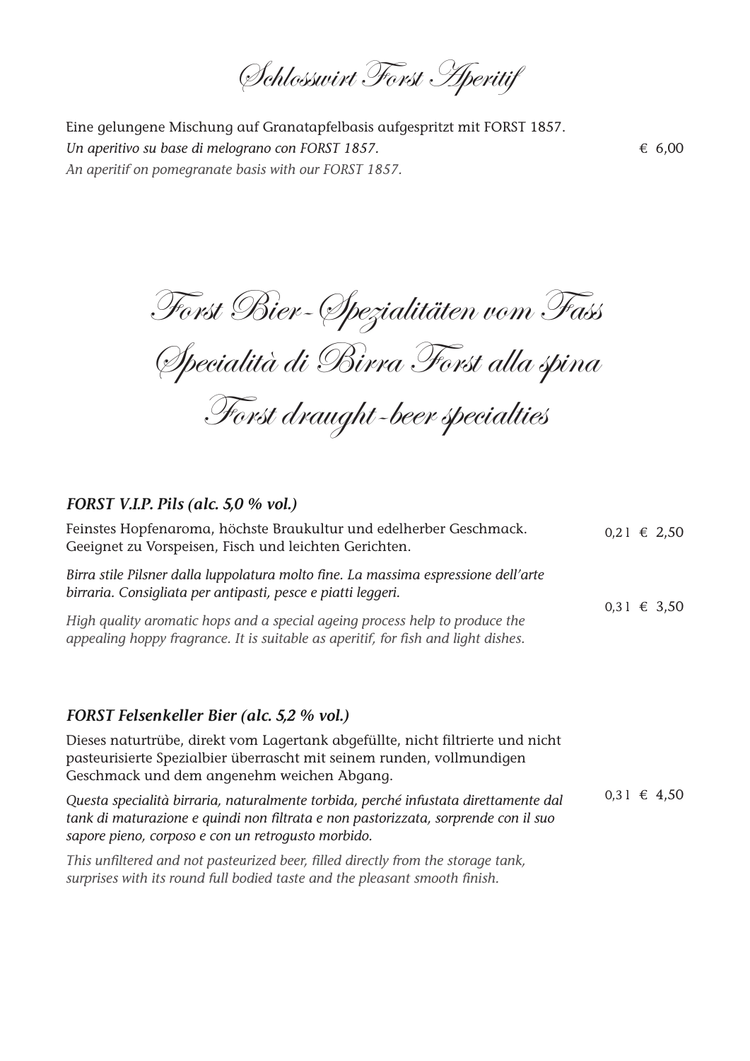# Schlosswirt Forst Aperitif

Eine gelungene Mischung auf Granatapfelbasis aufgespritzt mit FORST 1857.
*Un aperitivo su base di melograno con FORST 1857.* € 6,00
*An aperitif on pomegranate basis with our FORST 1857.*

# Forst Bier-Spezialitäten vom Fass
# Specialità di Birra Forst alla spina
# Forst draught-beer specialties

### *FORST V.I.P. Pils (alc. 5,0 % vol.)*

Feinstes Hopfenaroma, höchste Braukultur und edelherber Geschmack. Geeignet zu Vorspeisen, Fisch und leichten Gerichten. 0,2 l € 2,50

*Birra stile Pilsner dalla luppolatura molto fine. La massima espressione dell'arte birraria. Consigliata per antipasti, pesce e piatti leggeri.* 0,3 l € 3,50

*High quality aromatic hops and a special ageing process help to produce the appealing hoppy fragrance. It is suitable as aperitif, for fish and light dishes.*

### *FORST Felsenkeller Bier (alc. 5,2 % vol.)*

Dieses naturtrübe, direkt vom Lagertank abgefüllte, nicht filtrierte und nicht pasteurisierte Spezialbier überrascht mit seinem runden, vollmundigen Geschmack und dem angenehm weichen Abgang.

*Questa specialità birraria, naturalmente torbida, perché infustata direttamente dal tank di maturazione e quindi non filtrata e non pastorizzata, sorprende con il suo sapore pieno, corposo e con un retrogusto morbido.* 0,3 l € 4,50

*This unfiltered and not pasteurized beer, filled directly from the storage tank, surprises with its round full bodied taste and the pleasant smooth finish.*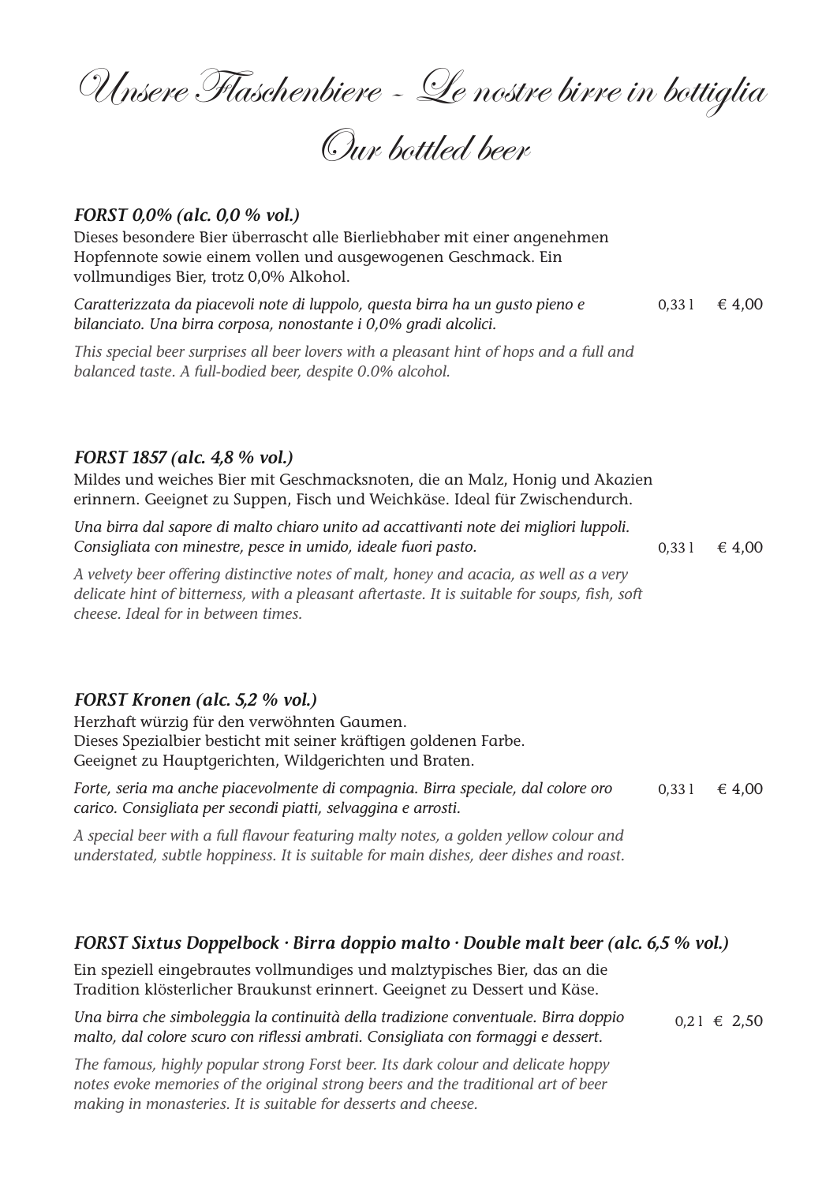# Unsere Flaschenbiere - Le nostre birre in bottiglia

# Our bottled beer

***FORST 0,0% (alc. 0,0 % vol.)***

Dieses besondere Bier überrascht alle Bierliebhaber mit einer angenehmen Hopfennote sowie einem vollen und ausgewogenen Geschmack. Ein vollmundiges Bier, trotz 0,0% Alkohol.

*Caratterizzata da piacevoli note di luppolo, questa birra ha un gusto pieno e bilanciato. Una birra corposa, nonostante i 0,0% gradi alcolici.* 0,33 l € 4,00

*This special beer surprises all beer lovers with a pleasant hint of hops and a full and balanced taste. A full-bodied beer, despite 0.0% alcohol.*

***FORST 1857 (alc. 4,8 % vol.)***

Mildes und weiches Bier mit Geschmacksnoten, die an Malz, Honig und Akazien erinnern. Geeignet zu Suppen, Fisch und Weichkäse. Ideal für Zwischendurch.

*Una birra dal sapore di malto chiaro unito ad accattivanti note dei migliori luppoli. Consigliata con minestre, pesce in umido, ideale fuori pasto.* 0,33 l € 4,00

*A velvety beer offering distinctive notes of malt, honey and acacia, as well as a very delicate hint of bitterness, with a pleasant aftertaste. It is suitable for soups, fish, soft cheese. Ideal for in between times.*

***FORST Kronen (alc. 5,2 % vol.)***

Herzhaft würzig für den verwöhnten Gaumen.
Dieses Spezialbier besticht mit seiner kräftigen goldenen Farbe.
Geeignet zu Hauptgerichten, Wildgerichten und Braten.

*Forte, seria ma anche piacevolmente di compagnia. Birra speciale, dal colore oro carico. Consigliata per secondi piatti, selvaggina e arrosti.* 0,33 l € 4,00

*A special beer with a full flavour featuring malty notes, a golden yellow colour and understated, subtle hoppiness. It is suitable for main dishes, deer dishes and roast.*

***FORST Sixtus Doppelbock · Birra doppio malto · Double malt beer (alc. 6,5 % vol.)***

Ein speziell eingebrautes vollmundiges und malztypisches Bier, das an die Tradition klösterlicher Braukunst erinnert. Geeignet zu Dessert und Käse.

*Una birra che simboleggia la continuità della tradizione conventuale. Birra doppio malto, dal colore scuro con riflessi ambrati. Consigliata con formaggi e dessert.* 0,2 l € 2,50

*The famous, highly popular strong Forst beer. Its dark colour and delicate hoppy notes evoke memories of the original strong beers and the traditional art of beer making in monasteries. It is suitable for desserts and cheese.*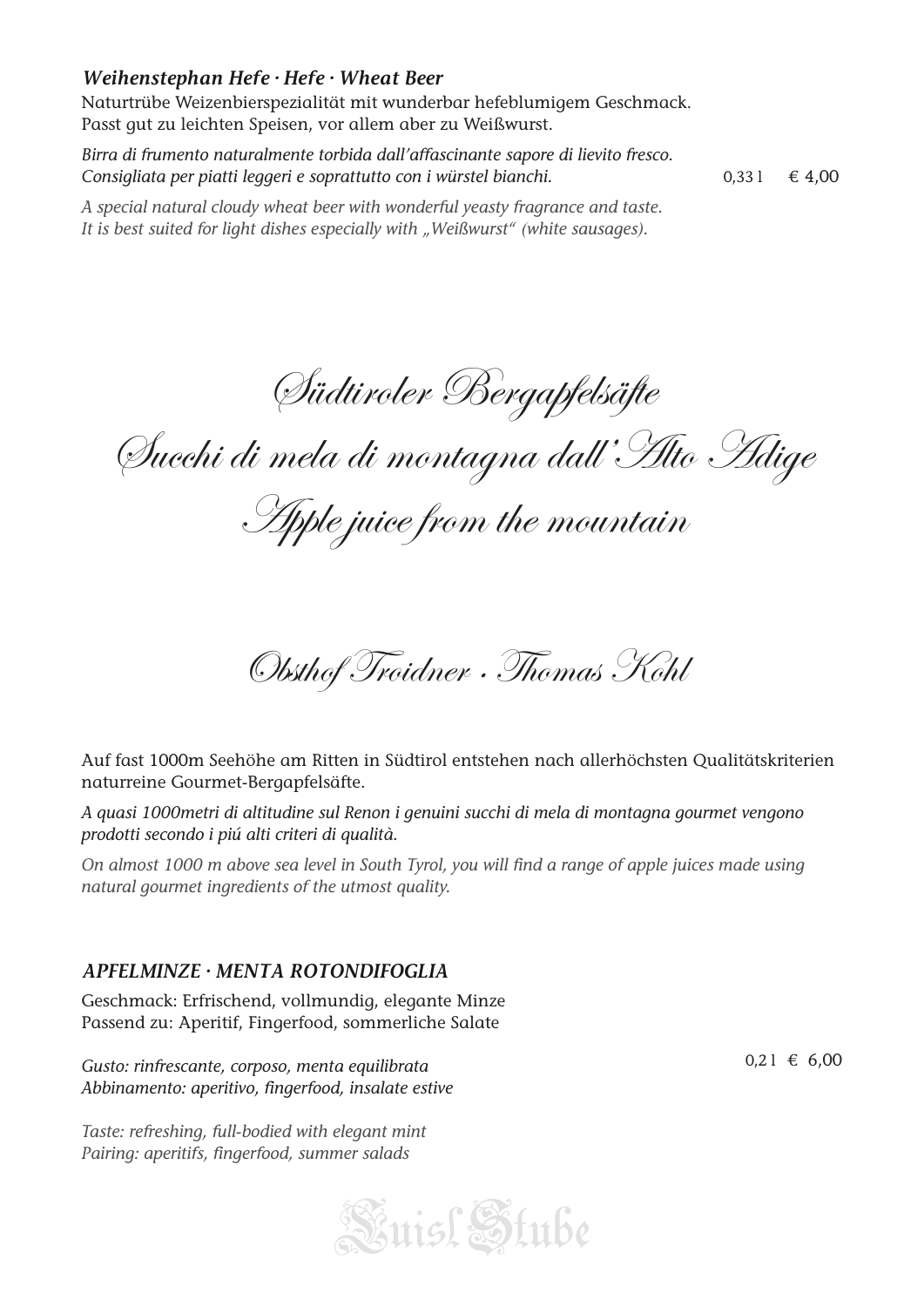***Weihenstephan Hefe · Hefe · Wheat Beer***

Naturtrübe Weizenbierspezialität mit wunderbar hefeblumigem Geschmack.
Passt gut zu leichten Speisen, vor allem aber zu Weißwurst.

*Birra di frumento naturalmente torbida dall'affascinante sapore di lievito fresco.*
*Consigliata per piatti leggeri e soprattutto con i würstel bianchi.* 0,33 l € 4,00

*A special natural cloudy wheat beer with wonderful yeasty fragrance and taste.*
*It is best suited for light dishes especially with „Weißwurst" (white sausages).*

# *Südtiroler Bergapfelsäfte*
# *Succhi di mela di montagna dall'Alto Adige*
# *Apple juice from the mountain*

## *Obsthof Troidner · Thomas Kohl*

Auf fast 1000m Seehöhe am Ritten in Südtirol entstehen nach allerhöchsten Qualitätskriterien naturreine Gourmet-Bergapfelsäfte.

*A quasi 1000metri di altitudine sul Renon i genuini succhi di mela di montagna gourmet vengono prodotti secondo i piú alti criteri di qualità.*

*On almost 1000 m above sea level in South Tyrol, you will find a range of apple juices made using natural gourmet ingredients of the utmost quality.*

***APFELMINZE · MENTA ROTONDIFOGLIA***

Geschmack: Erfrischend, vollmundig, elegante Minze
Passend zu: Aperitif, Fingerfood, sommerliche Salate

*Gusto: rinfrescante, corposo, menta equilibrata*
*Abbinamento: aperitivo, fingerfood, insalate estive* 0,2 l € 6,00

*Taste: refreshing, full-bodied with elegant mint*
*Pairing: aperitifs, fingerfood, summer salads*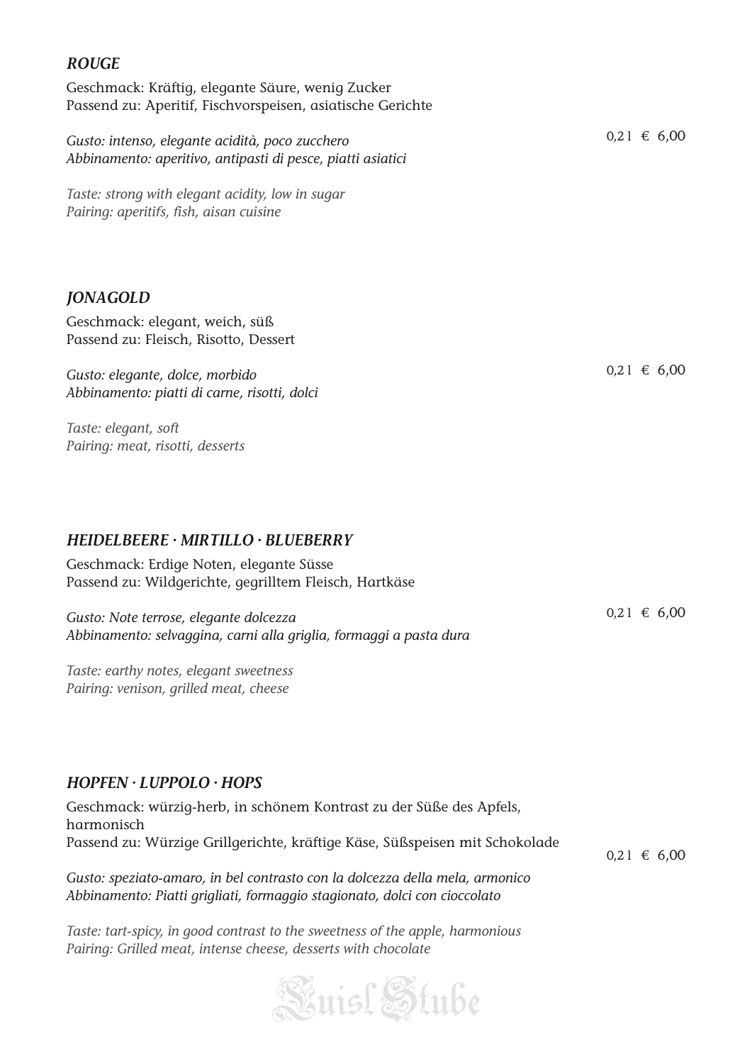### *ROUGE*

Geschmack: Kräftig, elegante Säure, wenig Zucker
Passend zu: Aperitif, Fischvorspeisen, asiatische Gerichte

*Gusto: intenso, elegante acidità, poco zucchero*
*Abbinamento: aperitivo, antipasti di pesce, piatti asiatici*

*Taste: strong with elegant acidity, low in sugar*
*Pairing: aperitifs, fish, aisan cuisine*

0,2 l € 6,00

### *JONAGOLD*

Geschmack: elegant, weich, süß
Passend zu: Fleisch, Risotto, Dessert

*Gusto: elegante, dolce, morbido*
*Abbinamento: piatti di carne, risotti, dolci*

*Taste: elegant, soft*
*Pairing: meat, risotti, desserts*

0,2 l € 6,00

### *HEIDELBEERE · MIRTILLO · BLUEBERRY*

Geschmack: Erdige Noten, elegante Süsse
Passend zu: Wildgerichte, gegrilltem Fleisch, Hartkäse

*Gusto: Note terrose, elegante dolcezza*
*Abbinamento: selvaggina, carni alla griglia, formaggi a pasta dura*

*Taste: earthy notes, elegant sweetness*
*Pairing: venison, grilled meat, cheese*

0,2 l € 6,00

### *HOPFEN · LUPPOLO · HOPS*

Geschmack: würzig-herb, in schönem Kontrast zu der Süße des Apfels, harmonisch
Passend zu: Würzige Grillgerichte, kräftige Käse, Süßspeisen mit Schokolade

*Gusto: speziato-amaro, in bel contrasto con la dolcezza della mela, armonico*
*Abbinamento: Piatti grigliati, formaggio stagionato, dolci con cioccolato*

*Taste: tart-spicy, in good contrast to the sweetness of the apple, harmonious*
*Pairing: Grilled meat, intense cheese, desserts with chocolate*

0,2 l € 6,00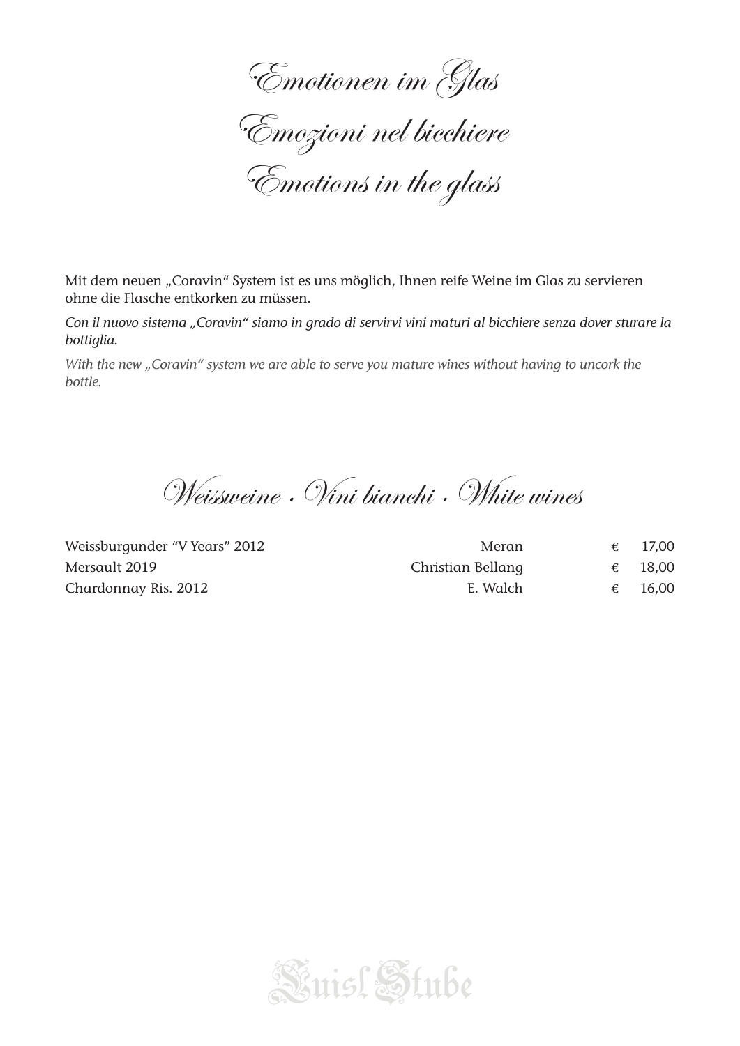# Emotionen im Glas
# Emozioni nel bicchiere
# Emotions in the glass

Mit dem neuen „Coravin“ System ist es uns möglich, Ihnen reife Weine im Glas zu servieren ohne die Flasche entkorken zu müssen.

*Con il nuovo sistema „Coravin“ siamo in grado di servirvi vini maturi al bicchiere senza dover sturare la bottiglia.*

*With the new „Coravin“ system we are able to serve you mature wines without having to uncork the bottle.*

## Weissweine · Vini bianchi · White wines

| | | | |
|---|---|---|---|
| Weissburgunder “V Years” 2012 | Meran | € | 17,00 |
| Mersault 2019 | Christian Bellang | € | 18,00 |
| Chardonnay Ris. 2012 | E. Walch | € | 16,00 |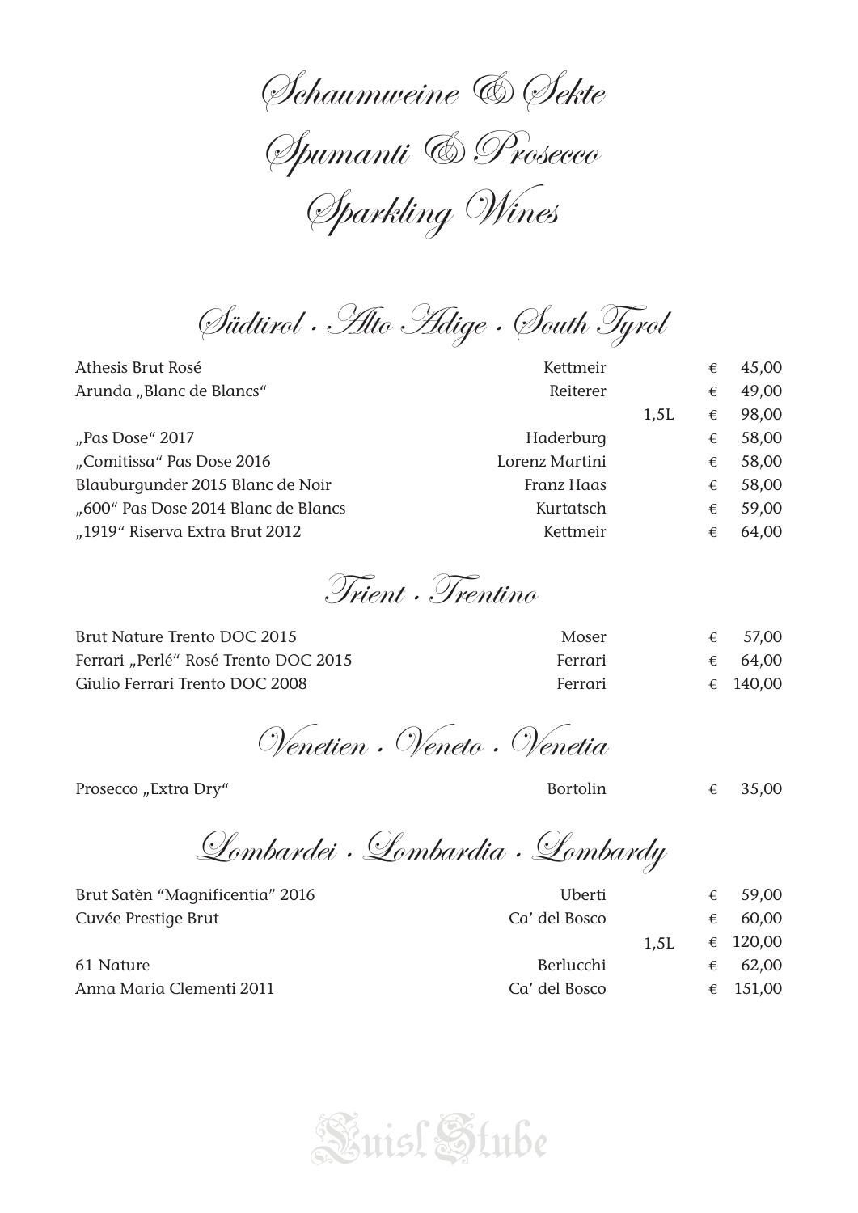# Schaumweine & Sekte
# Spumanti & Prosecco
# Sparkling Wines

## Südtirol · Alto Adige · South Tyrol

| Wine | Producer | Size | Price |
|---|---|---|---|
| Athesis Brut Rosé | Kettmeir | | € 45,00 |
| Arunda „Blanc de Blancs“ | Reiterer | | € 49,00 |
| | | 1,5L | € 98,00 |
| „Pas Dose“ 2017 | Haderburg | | € 58,00 |
| „Comitissa“ Pas Dose 2016 | Lorenz Martini | | € 58,00 |
| Blauburgunder 2015 Blanc de Noir | Franz Haas | | € 58,00 |
| „600“ Pas Dose 2014 Blanc de Blancs | Kurtatsch | | € 59,00 |
| „1919“ Riserva Extra Brut 2012 | Kettmeir | | € 64,00 |

## Trient · Trentino

| Wine | Producer | Price |
|---|---|---|
| Brut Nature Trento DOC 2015 | Moser | € 57,00 |
| Ferrari „Perlé“ Rosé Trento DOC 2015 | Ferrari | € 64,00 |
| Giulio Ferrari Trento DOC 2008 | Ferrari | € 140,00 |

## Venetien · Veneto · Venetia

| Wine | Producer | Price |
|---|---|---|
| Prosecco „Extra Dry“ | Bortolin | € 35,00 |

## Lombardei · Lombardia · Lombardy

| Wine | Producer | Size | Price |
|---|---|---|---|
| Brut Satèn “Magnificentia” 2016 | Uberti | | € 59,00 |
| Cuvée Prestige Brut | Ca’ del Bosco | | € 60,00 |
| | | 1,5L | € 120,00 |
| 61 Nature | Berlucchi | | € 62,00 |
| Anna Maria Clementi 2011 | Ca’ del Bosco | | € 151,00 |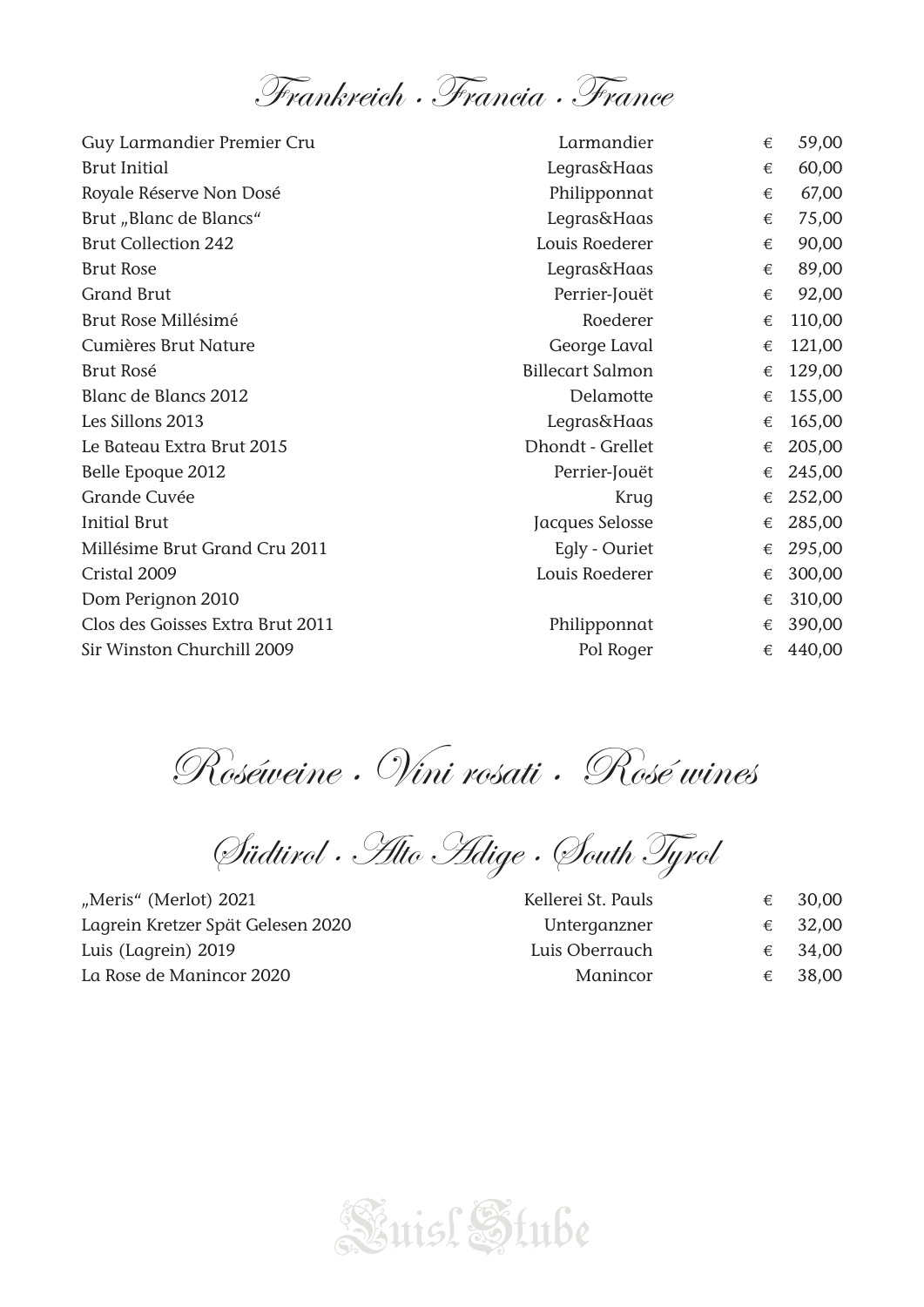## Frankreich · Francia · France

| | | |
|---|---|---|
| Guy Larmandier Premier Cru | Larmandier | € 59,00 |
| Brut Initial | Legras&Haas | € 60,00 |
| Royale Réserve Non Dosé | Philipponnat | € 67,00 |
| Brut „Blanc de Blancs“ | Legras&Haas | € 75,00 |
| Brut Collection 242 | Louis Roederer | € 90,00 |
| Brut Rose | Legras&Haas | € 89,00 |
| Grand Brut | Perrier-Jouët | € 92,00 |
| Brut Rose Millésimé | Roederer | € 110,00 |
| Cumières Brut Nature | George Laval | € 121,00 |
| Brut Rosé | Billecart Salmon | € 129,00 |
| Blanc de Blancs 2012 | Delamotte | € 155,00 |
| Les Sillons 2013 | Legras&Haas | € 165,00 |
| Le Bateau Extra Brut 2015 | Dhondt - Grellet | € 205,00 |
| Belle Epoque 2012 | Perrier-Jouët | € 245,00 |
| Grande Cuvée | Krug | € 252,00 |
| Initial Brut | Jacques Selosse | € 285,00 |
| Millésime Brut Grand Cru 2011 | Egly - Ouriet | € 295,00 |
| Cristal 2009 | Louis Roederer | € 300,00 |
| Dom Perignon 2010 | | € 310,00 |
| Clos des Goisses Extra Brut 2011 | Philipponnat | € 390,00 |
| Sir Winston Churchill 2009 | Pol Roger | € 440,00 |

# Roséweine · Vini rosati · Rosé wines

## Südtirol · Alto Adige · South Tyrol

| | | |
|---|---|---|
| „Meris“ (Merlot) 2021 | Kellerei St. Pauls | € 30,00 |
| Lagrein Kretzer Spät Gelesen 2020 | Unterganzner | € 32,00 |
| Luis (Lagrein) 2019 | Luis Oberrauch | € 34,00 |
| La Rose de Manincor 2020 | Manincor | € 38,00 |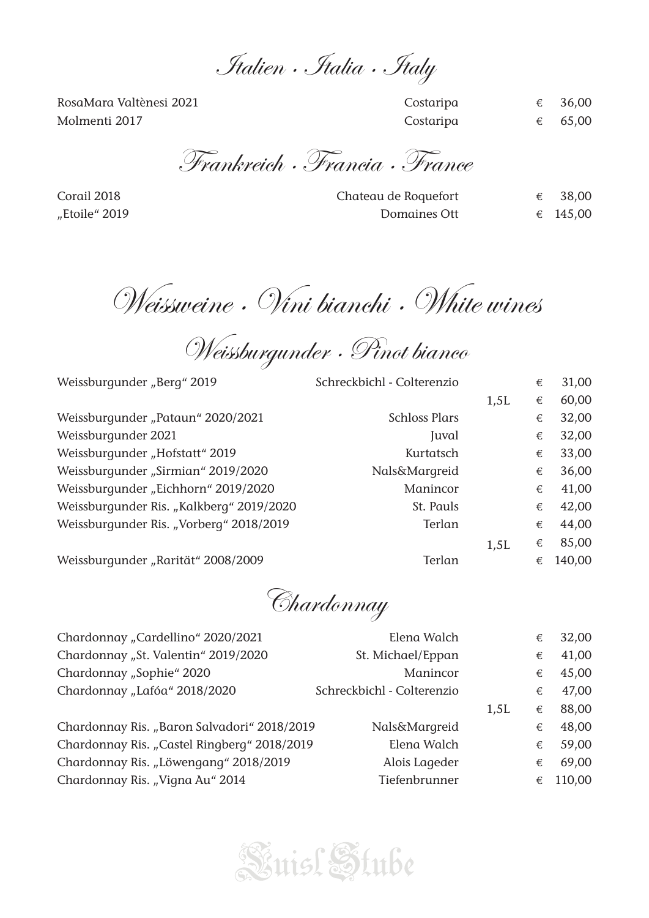## Italien · Italia · Italy

| | | | |
|---|---|---|---|
| RosaMara Valtènesi 2021 | Costaripa | | € 36,00 |
| Molmenti 2017 | Costaripa | | € 65,00 |

## Frankreich · Francia · France

| | | | |
|---|---|---|---|
| Corail 2018 | Chateau de Roquefort | | € 38,00 |
| „Etoile“ 2019 | Domaines Ott | | € 145,00 |

# Weissweine · Vini bianchi · White wines

## Weissburgunder · Pinot bianco

| | | | |
|---|---|---|---|
| Weissburgunder „Berg“ 2019 | Schreckbichl - Colterenzio | | € 31,00 |
| | | 1,5L | € 60,00 |
| Weissburgunder „Pataun“ 2020/2021 | Schloss Plars | | € 32,00 |
| Weissburgunder 2021 | Juval | | € 32,00 |
| Weissburgunder „Hofstatt“ 2019 | Kurtatsch | | € 33,00 |
| Weissburgunder „Sirmian“ 2019/2020 | Nals&Margreid | | € 36,00 |
| Weissburgunder „Eichhorn“ 2019/2020 | Manincor | | € 41,00 |
| Weissburgunder Ris. „Kalkberg“ 2019/2020 | St. Pauls | | € 42,00 |
| Weissburgunder Ris. „Vorberg“ 2018/2019 | Terlan | | € 44,00 |
| | | 1,5L | € 85,00 |
| Weissburgunder „Rarität“ 2008/2009 | Terlan | | € 140,00 |

## Chardonnay

| | | | |
|---|---|---|---|
| Chardonnay „Cardellino“ 2020/2021 | Elena Walch | | € 32,00 |
| Chardonnay „St. Valentin“ 2019/2020 | St. Michael/Eppan | | € 41,00 |
| Chardonnay „Sophie“ 2020 | Manincor | | € 45,00 |
| Chardonnay „Lafóa“ 2018/2020 | Schreckbichl - Colterenzio | | € 47,00 |
| | | 1,5L | € 88,00 |
| Chardonnay Ris. „Baron Salvadori“ 2018/2019 | Nals&Margreid | | € 48,00 |
| Chardonnay Ris. „Castel Ringberg“ 2018/2019 | Elena Walch | | € 59,00 |
| Chardonnay Ris. „Löwengang“ 2018/2019 | Alois Lageder | | € 69,00 |
| Chardonnay Ris. „Vigna Au“ 2014 | Tiefenbrunner | | € 110,00 |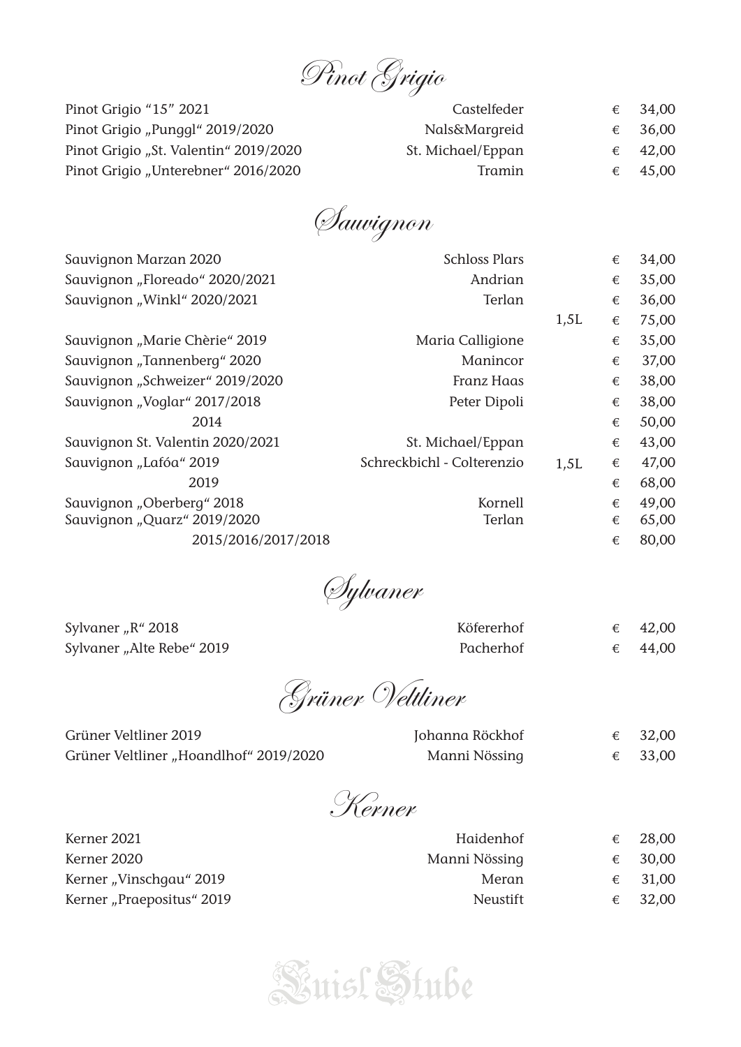## Pinot Grigio

| Wine | Producer | Size | Price |
|---|---|---|---|
| Pinot Grigio "15" 2021 | Castelfeder | | € 34,00 |
| Pinot Grigio „Punggl" 2019/2020 | Nals&Margreid | | € 36,00 |
| Pinot Grigio „St. Valentin" 2019/2020 | St. Michael/Eppan | | € 42,00 |
| Pinot Grigio „Unterebner" 2016/2020 | Tramin | | € 45,00 |

## Sauvignon

| Wine | Producer | Size | Price |
|---|---|---|---|
| Sauvignon Marzan 2020 | Schloss Plars | | € 34,00 |
| Sauvignon „Floreado" 2020/2021 | Andrian | | € 35,00 |
| Sauvignon „Winkl" 2020/2021 | Terlan | | € 36,00 |
| | | 1,5L | € 75,00 |
| Sauvignon „Marie Chèrie" 2019 | Maria Calligione | | € 35,00 |
| Sauvignon „Tannenberg" 2020 | Manincor | | € 37,00 |
| Sauvignon „Schweizer" 2019/2020 | Franz Haas | | € 38,00 |
| Sauvignon „Voglar" 2017/2018 | Peter Dipoli | | € 38,00 |
| 2014 | | | € 50,00 |
| Sauvignon St. Valentin 2020/2021 | St. Michael/Eppan | | € 43,00 |
| Sauvignon „Lafóa" 2019 | Schreckbichl - Colterenzio | 1,5L | € 47,00 |
| 2019 | | | € 68,00 |
| Sauvignon „Oberberg" 2018 | Kornell | | € 49,00 |
| Sauvignon „Quarz" 2019/2020 | Terlan | | € 65,00 |
| 2015/2016/2017/2018 | | | € 80,00 |

## Sylvaner

| Wine | Producer | Size | Price |
|---|---|---|---|
| Sylvaner „R" 2018 | Köfererhof | | € 42,00 |
| Sylvaner „Alte Rebe" 2019 | Pacherhof | | € 44,00 |

## Grüner Veltliner

| Wine | Producer | Size | Price |
|---|---|---|---|
| Grüner Veltliner 2019 | Johanna Röckhof | | € 32,00 |
| Grüner Veltliner „Hoandlhof" 2019/2020 | Manni Nössing | | € 33,00 |

## Kerner

| Wine | Producer | Size | Price |
|---|---|---|---|
| Kerner 2021 | Haidenhof | | € 28,00 |
| Kerner 2020 | Manni Nössing | | € 30,00 |
| Kerner „Vinschgau" 2019 | Meran | | € 31,00 |
| Kerner „Praepositus" 2019 | Neustift | | € 32,00 |

Luisl Stube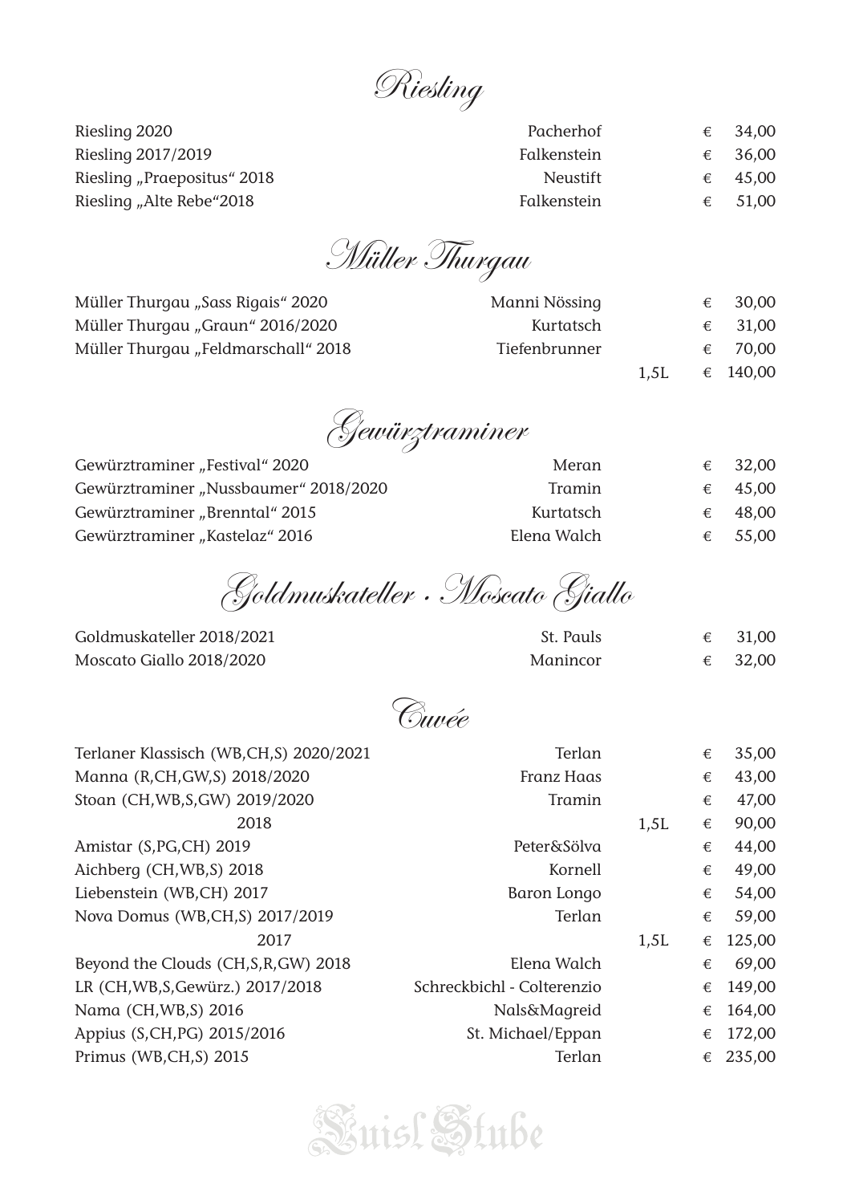## Riesling

| Wein | Weingut | | Preis |
|---|---|---|---|
| Riesling 2020 | Pacherhof | | € 34,00 |
| Riesling 2017/2019 | Falkenstein | | € 36,00 |
| Riesling „Praepositus" 2018 | Neustift | | € 45,00 |
| Riesling „Alte Rebe"2018 | Falkenstein | | € 51,00 |

## Müller Thurgau

| Wein | Weingut | | Preis |
|---|---|---|---|
| Müller Thurgau „Sass Rigais" 2020 | Manni Nössing | | € 30,00 |
| Müller Thurgau „Graun" 2016/2020 | Kurtatsch | | € 31,00 |
| Müller Thurgau „Feldmarschall" 2018 | Tiefenbrunner | | € 70,00 |
| | | 1,5L | € 140,00 |

## Gewürztraminer

| Wein | Weingut | | Preis |
|---|---|---|---|
| Gewürztraminer „Festival" 2020 | Meran | | € 32,00 |
| Gewürztraminer „Nussbaumer" 2018/2020 | Tramin | | € 45,00 |
| Gewürztraminer „Brenntal" 2015 | Kurtatsch | | € 48,00 |
| Gewürztraminer „Kastelaz" 2016 | Elena Walch | | € 55,00 |

## Goldmuskateller · Moscato Giallo

| Wein | Weingut | | Preis |
|---|---|---|---|
| Goldmuskateller 2018/2021 | St. Pauls | | € 31,00 |
| Moscato Giallo 2018/2020 | Manincor | | € 32,00 |

## Cuvée

| Wein | Weingut | | Preis |
|---|---|---|---|
| Terlaner Klassisch (WB,CH,S) 2020/2021 | Terlan | | € 35,00 |
| Manna (R,CH,GW,S) 2018/2020 | Franz Haas | | € 43,00 |
| Stoan (CH,WB,S,GW) 2019/2020 | Tramin | | € 47,00 |
| 2018 | | 1,5L | € 90,00 |
| Amistar (S,PG,CH) 2019 | Peter&Sölva | | € 44,00 |
| Aichberg (CH,WB,S) 2018 | Kornell | | € 49,00 |
| Liebenstein (WB,CH) 2017 | Baron Longo | | € 54,00 |
| Nova Domus (WB,CH,S) 2017/2019 | Terlan | | € 59,00 |
| 2017 | | 1,5L | € 125,00 |
| Beyond the Clouds (CH,S,R,GW) 2018 | Elena Walch | | € 69,00 |
| LR (CH,WB,S,Gewürz.) 2017/2018 | Schreckbichl - Colterenzio | | € 149,00 |
| Nama (CH,WB,S) 2016 | Nals&Magreid | | € 164,00 |
| Appius (S,CH,PG) 2015/2016 | St. Michael/Eppan | | € 172,00 |
| Primus (WB,CH,S) 2015 | Terlan | | € 235,00 |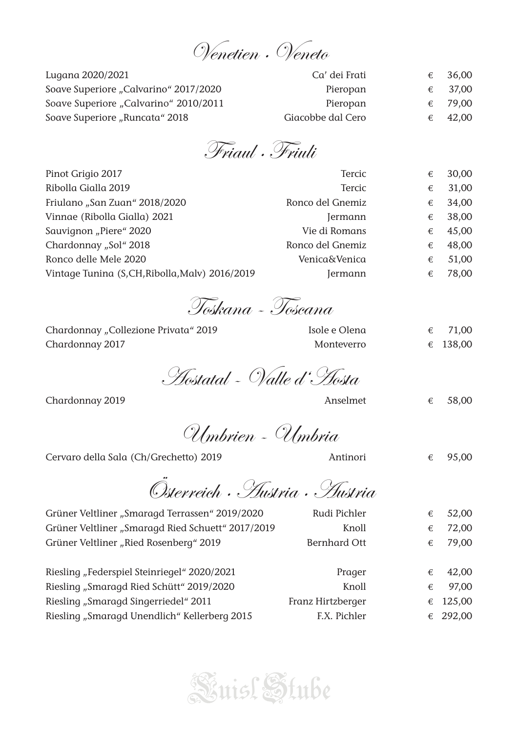## Venetien · Veneto

| Wine | Producer | Price |
|---|---|---|
| Lugana 2020/2021 | Ca' dei Frati | € 36,00 |
| Soave Superiore „Calvarino" 2017/2020 | Pieropan | € 37,00 |
| Soave Superiore „Calvarino" 2010/2011 | Pieropan | € 79,00 |
| Soave Superiore „Runcata" 2018 | Giacobbe dal Cero | € 42,00 |

## Friaul · Friuli

| Wine | Producer | Price |
|---|---|---|
| Pinot Grigio 2017 | Tercic | € 30,00 |
| Ribolla Gialla 2019 | Tercic | € 31,00 |
| Friulano „San Zuan" 2018/2020 | Ronco del Gnemiz | € 34,00 |
| Vinnae (Ribolla Gialla) 2021 | Jermann | € 38,00 |
| Sauvignon „Piere" 2020 | Vie di Romans | € 45,00 |
| Chardonnay „Sol" 2018 | Ronco del Gnemiz | € 48,00 |
| Ronco delle Mele 2020 | Venica&Venica | € 51,00 |
| Vintage Tunina (S,CH,Ribolla,Malv) 2016/2019 | Jermann | € 78,00 |

## Toskana - Toscana

| Wine | Producer | Price |
|---|---|---|
| Chardonnay „Collezione Privata" 2019 | Isole e Olena | € 71,00 |
| Chardonnay 2017 | Monteverro | € 138,00 |

## Aostatal - Valle d'Aosta

| Wine | Producer | Price |
|---|---|---|
| Chardonnay 2019 | Anselmet | € 58,00 |

## Umbrien - Umbria

| Wine | Producer | Price |
|---|---|---|
| Cervaro della Sala (Ch/Grechetto) 2019 | Antinori | € 95,00 |

## Österreich · Austria · Austria

| Wine | Producer | Price |
|---|---|---|
| Grüner Veltliner „Smaragd Terrassen" 2019/2020 | Rudi Pichler | € 52,00 |
| Grüner Veltliner „Smaragd Ried Schuett" 2017/2019 | Knoll | € 72,00 |
| Grüner Veltliner „Ried Rosenberg" 2019 | Bernhard Ott | € 79,00 |
| Riesling „Federspiel Steinriegel" 2020/2021 | Prager | € 42,00 |
| Riesling „Smaragd Ried Schütt" 2019/2020 | Knoll | € 97,00 |
| Riesling „Smaragd Singerriedel" 2011 | Franz Hirtzberger | € 125,00 |
| Riesling „Smaragd Unendlich" Kellerberg 2015 | F.X. Pichler | € 292,00 |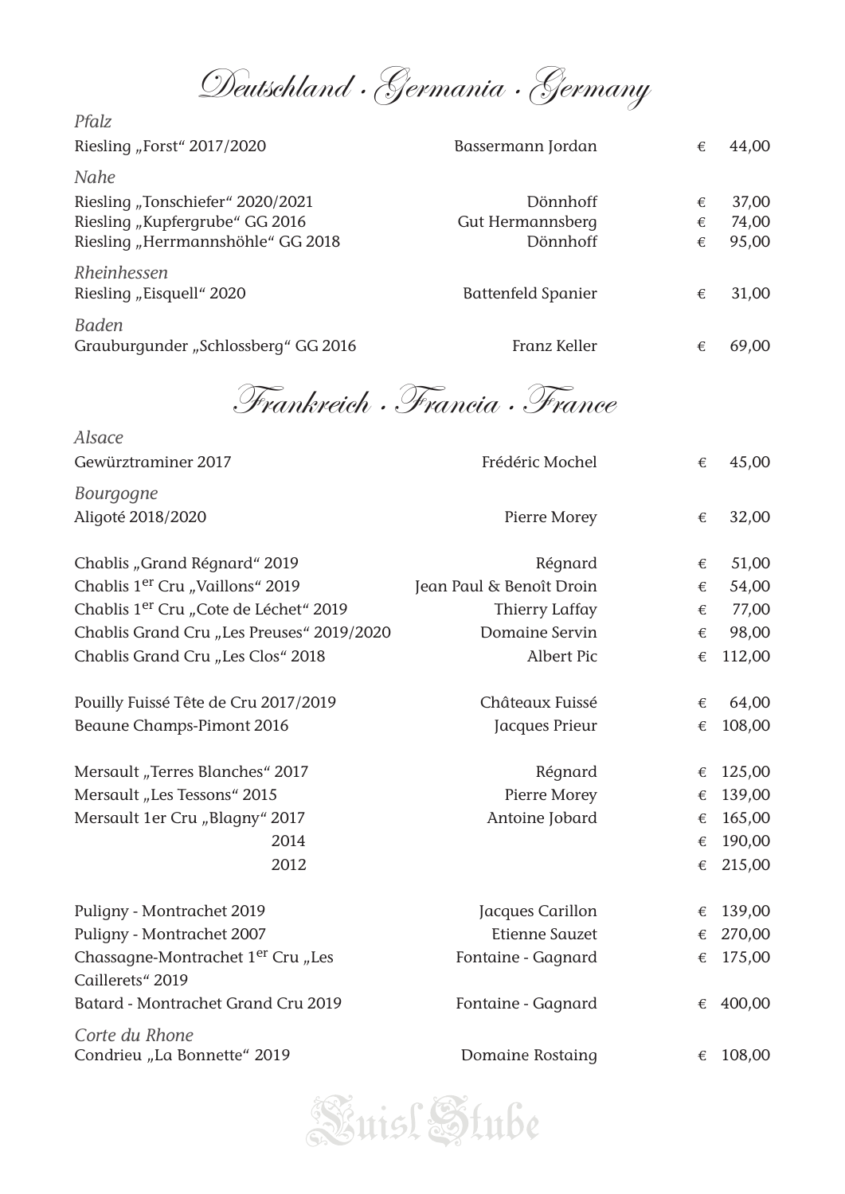# Deutschland · Germania · Germany

| Wine | Producer | | Price |
|---|---|---|---|
| *Pfalz* | | | |
| Riesling „Forst" 2017/2020 | Bassermann Jordan | € | 44,00 |
| *Nahe* | | | |
| Riesling „Tonschiefer" 2020/2021 | Dönnhoff | € | 37,00 |
| Riesling „Kupfergrube" GG 2016 | Gut Hermannsberg | € | 74,00 |
| Riesling „Herrmannshöhle" GG 2018 | Dönnhoff | € | 95,00 |
| *Rheinhessen* | | | |
| Riesling „Eisquell" 2020 | Battenfeld Spanier | € | 31,00 |
| *Baden* | | | |
| Grauburgunder „Schlossberg" GG 2016 | Franz Keller | € | 69,00 |

# Frankreich · Francia · France

| Wine | Producer | | Price |
|---|---|---|---|
| *Alsace* | | | |
| Gewürztraminer 2017 | Frédéric Mochel | € | 45,00 |
| *Bourgogne* | | | |
| Aligoté 2018/2020 | Pierre Morey | € | 32,00 |
| Chablis „Grand Régnard" 2019 | Régnard | € | 51,00 |
| Chablis 1er Cru „Vaillons" 2019 | Jean Paul & Benoît Droin | € | 54,00 |
| Chablis 1er Cru „Cote de Léchet" 2019 | Thierry Laffay | € | 77,00 |
| Chablis Grand Cru „Les Preuses" 2019/2020 | Domaine Servin | € | 98,00 |
| Chablis Grand Cru „Les Clos" 2018 | Albert Pic | € | 112,00 |
| Pouilly Fuissé Tête de Cru 2017/2019 | Châteaux Fuissé | € | 64,00 |
| Beaune Champs-Pimont 2016 | Jacques Prieur | € | 108,00 |
| Mersault „Terres Blanches" 2017 | Régnard | € | 125,00 |
| Mersault „Les Tessons" 2015 | Pierre Morey | € | 139,00 |
| Mersault 1er Cru „Blagny" 2017 | Antoine Jobard | € | 165,00 |
| 2014 | | € | 190,00 |
| 2012 | | € | 215,00 |
| Puligny - Montrachet 2019 | Jacques Carillon | € | 139,00 |
| Puligny - Montrachet 2007 | Etienne Sauzet | € | 270,00 |
| Chassagne-Montrachet 1er Cru „Les Caillerets" 2019 | Fontaine - Gagnard | € | 175,00 |
| Batard - Montrachet Grand Cru 2019 | Fontaine - Gagnard | € | 400,00 |
| *Corte du Rhone* | | | |
| Condrieu „La Bonnette" 2019 | Domaine Rostaing | € | 108,00 |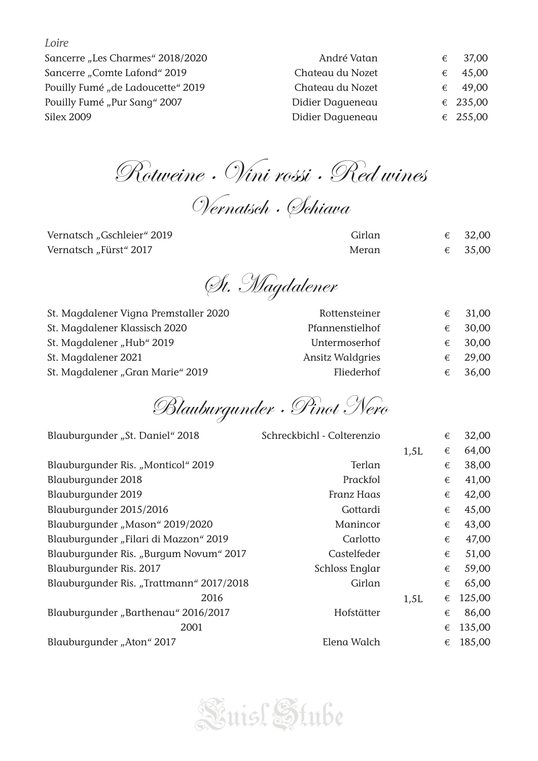*Loire*

| | | | |
|---|---|---|---|
| Sancerre „Les Charmes“ 2018/2020 | André Vatan | | € 37,00 |
| Sancerre „Comte Lafond“ 2019 | Chateau du Nozet | | € 45,00 |
| Pouilly Fumé „de Ladoucette“ 2019 | Chateau du Nozet | | € 49,00 |
| Pouilly Fumé „Pur Sang“ 2007 | Didier Dagueneau | | € 235,00 |
| Silex 2009 | Didier Dagueneau | | € 255,00 |

# Rotweine · Vini rossi · Red wines

## Vernatsch · Schiava

| | | | |
|---|---|---|---|
| Vernatsch „Gschleier“ 2019 | Girlan | | € 32,00 |
| Vernatsch „Fürst“ 2017 | Meran | | € 35,00 |

## St. Magdalener

| | | | |
|---|---|---|---|
| St. Magdalener Vigna Premstaller 2020 | Rottensteiner | | € 31,00 |
| St. Magdalener Klassisch 2020 | Pfannenstielhof | | € 30,00 |
| St. Magdalener „Hub“ 2019 | Untermoserhof | | € 30,00 |
| St. Magdalener 2021 | Ansitz Waldgries | | € 29,00 |
| St. Magdalener „Gran Marie“ 2019 | Fliederhof | | € 36,00 |

## Blauburgunder · Pinot Nero

| | | | |
|---|---|---|---|
| Blauburgunder „St. Daniel“ 2018 | Schreckbichl - Colterenzio | | € 32,00 |
| | | 1,5L | € 64,00 |
| Blauburgunder Ris. „Monticol“ 2019 | Terlan | | € 38,00 |
| Blauburgunder 2018 | Prackfol | | € 41,00 |
| Blauburgunder 2019 | Franz Haas | | € 42,00 |
| Blauburgunder 2015/2016 | Gottardi | | € 45,00 |
| Blauburgunder „Mason“ 2019/2020 | Manincor | | € 43,00 |
| Blauburgunder „Filari di Mazzon“ 2019 | Carlotto | | € 47,00 |
| Blauburgunder Ris. „Burgum Novum“ 2017 | Castelfeder | | € 51,00 |
| Blauburgunder Ris. 2017 | Schloss Englar | | € 59,00 |
| Blauburgunder Ris. „Trattmann“ 2017/2018 | Girlan | | € 65,00 |
| 2016 | | 1,5L | € 125,00 |
| Blauburgunder „Barthenau“ 2016/2017 | Hofstätter | | € 86,00 |
| 2001 | | | € 135,00 |
| Blauburgunder „Aton“ 2017 | Elena Walch | | € 185,00 |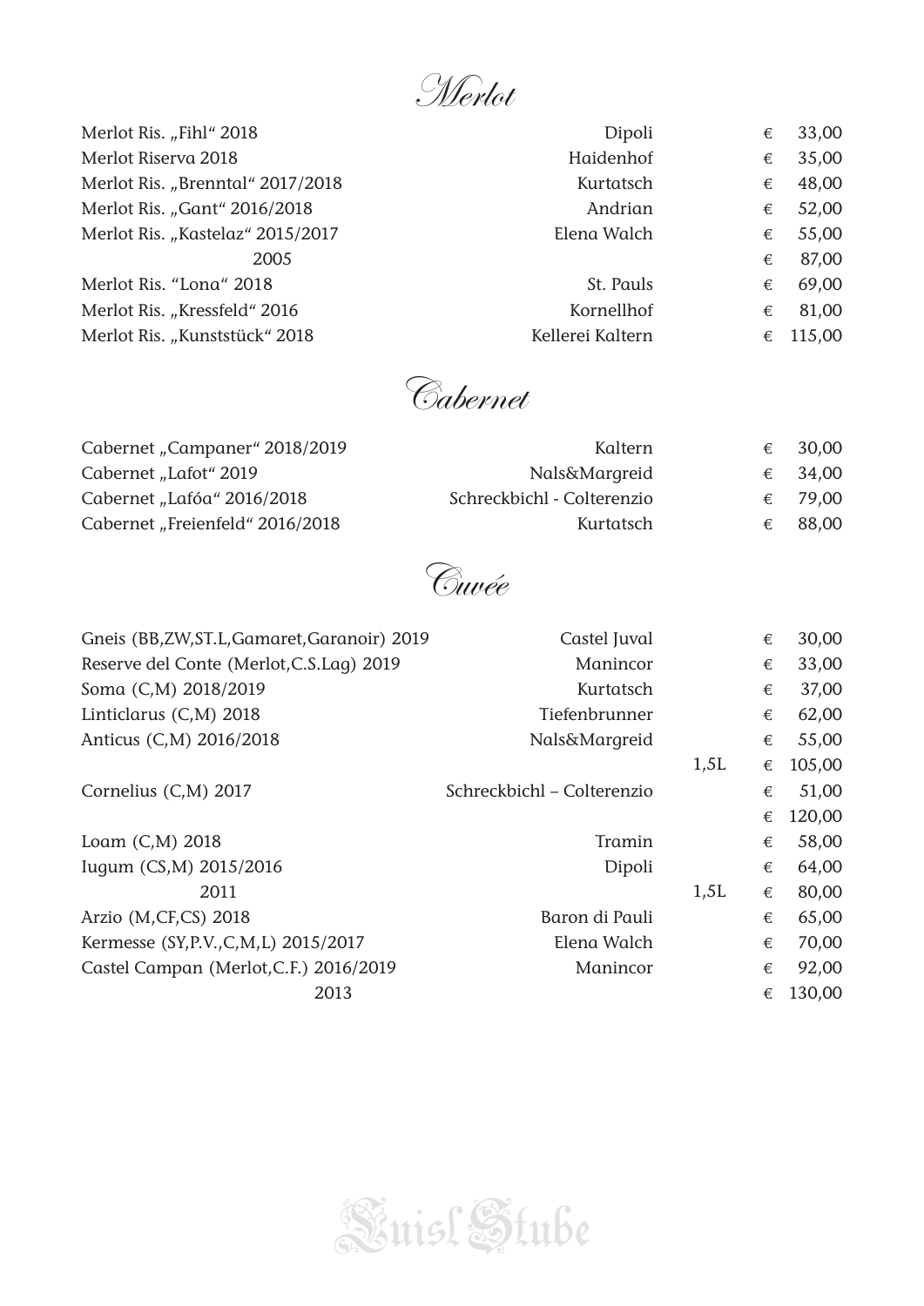# Merlot

| Wine | Producer | | Price |
|---|---|---|---|
| Merlot Ris. „Fihl“ 2018 | Dipoli | | € 33,00 |
| Merlot Riserva 2018 | Haidenhof | | € 35,00 |
| Merlot Ris. „Brenntal“ 2017/2018 | Kurtatsch | | € 48,00 |
| Merlot Ris. „Gant“ 2016/2018 | Andrian | | € 52,00 |
| Merlot Ris. „Kastelaz“ 2015/2017 | Elena Walch | | € 55,00 |
| 2005 | | | € 87,00 |
| Merlot Ris. “Lona“ 2018 | St. Pauls | | € 69,00 |
| Merlot Ris. „Kressfeld“ 2016 | Kornellhof | | € 81,00 |
| Merlot Ris. „Kunststück“ 2018 | Kellerei Kaltern | | € 115,00 |

# Cabernet

| Wine | Producer | | Price |
|---|---|---|---|
| Cabernet „Campaner“ 2018/2019 | Kaltern | | € 30,00 |
| Cabernet „Lafot“ 2019 | Nals&Margreid | | € 34,00 |
| Cabernet „Lafóa“ 2016/2018 | Schreckbichl - Colterenzio | | € 79,00 |
| Cabernet „Freienfeld“ 2016/2018 | Kurtatsch | | € 88,00 |

# Cuvée

| Wine | Producer | | Price |
|---|---|---|---|
| Gneis (BB,ZW,ST.L,Gamaret,Garanoir) 2019 | Castel Juval | | € 30,00 |
| Reserve del Conte (Merlot,C.S.Lag) 2019 | Manincor | | € 33,00 |
| Soma (C,M) 2018/2019 | Kurtatsch | | € 37,00 |
| Linticlarus (C,M) 2018 | Tiefenbrunner | | € 62,00 |
| Anticus (C,M) 2016/2018 | Nals&Margreid | | € 55,00 |
| | | 1,5L | € 105,00 |
| Cornelius (C,M) 2017 | Schreckbichl – Colterenzio | | € 51,00 |
| | | | € 120,00 |
| Loam (C,M) 2018 | Tramin | | € 58,00 |
| Iugum (CS,M) 2015/2016 | Dipoli | | € 64,00 |
| 2011 | | 1,5L | € 80,00 |
| Arzio (M,CF,CS) 2018 | Baron di Pauli | | € 65,00 |
| Kermesse (SY,P.V.,C,M,L) 2015/2017 | Elena Walch | | € 70,00 |
| Castel Campan (Merlot,C.F.) 2016/2019 | Manincor | | € 92,00 |
| 2013 | | | € 130,00 |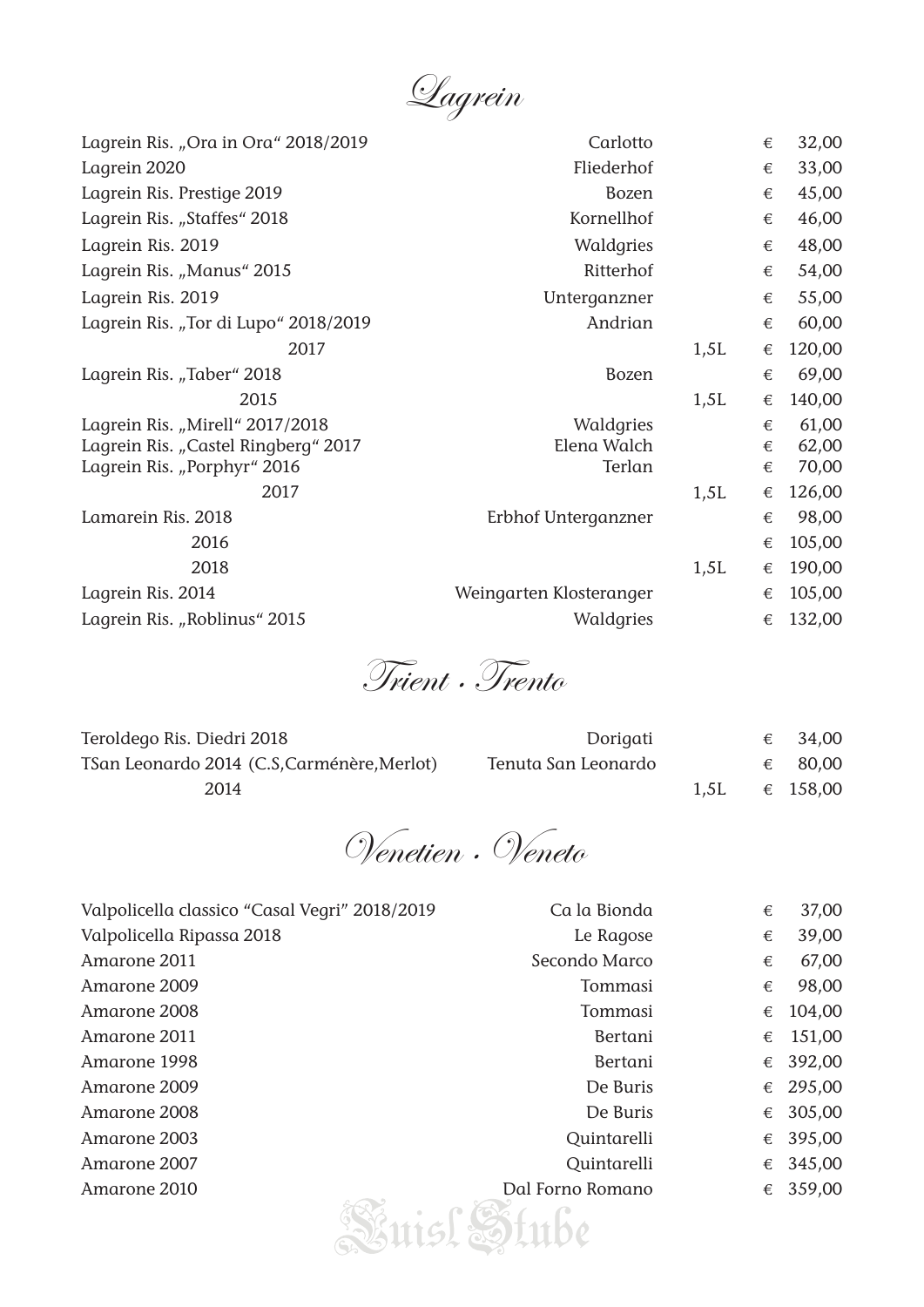# Lagrein

| Wein | Produzent | Größe | Preis |
|---|---|---|---|
| Lagrein Ris. „Ora in Ora“ 2018/2019 | Carlotto | | € 32,00 |
| Lagrein 2020 | Fliederhof | | € 33,00 |
| Lagrein Ris. Prestige 2019 | Bozen | | € 45,00 |
| Lagrein Ris. „Staffes“ 2018 | Kornellhof | | € 46,00 |
| Lagrein Ris. 2019 | Waldgries | | € 48,00 |
| Lagrein Ris. „Manus“ 2015 | Ritterhof | | € 54,00 |
| Lagrein Ris. 2019 | Unterganzner | | € 55,00 |
| Lagrein Ris. „Tor di Lupo“ 2018/2019 | Andrian | | € 60,00 |
| 2017 | | 1,5L | € 120,00 |
| Lagrein Ris. „Taber“ 2018 | Bozen | | € 69,00 |
| 2015 | | 1,5L | € 140,00 |
| Lagrein Ris. „Mirell“ 2017/2018 | Waldgries | | € 61,00 |
| Lagrein Ris. „Castel Ringberg“ 2017 | Elena Walch | | € 62,00 |
| Lagrein Ris. „Porphyr“ 2016 | Terlan | | € 70,00 |
| 2017 | | 1,5L | € 126,00 |
| Lamarein Ris. 2018 | Erbhof Unterganzner | | € 98,00 |
| 2016 | | | € 105,00 |
| 2018 | | 1,5L | € 190,00 |
| Lagrein Ris. 2014 | Weingarten Klosteranger | | € 105,00 |
| Lagrein Ris. „Roblinus“ 2015 | Waldgries | | € 132,00 |

# Trient · Trento

| Wein | Produzent | Größe | Preis |
|---|---|---|---|
| Teroldego Ris. Diedri 2018 | Dorigati | | € 34,00 |
| TSan Leonardo 2014 (C.S,Carménère,Merlot) | Tenuta San Leonardo | | € 80,00 |
| 2014 | | 1,5L | € 158,00 |

# Venetien · Veneto

| Wein | Produzent | Preis |
|---|---|---|
| Valpolicella classico “Casal Vegri” 2018/2019 | Ca la Bionda | € 37,00 |
| Valpolicella Ripassa 2018 | Le Ragose | € 39,00 |
| Amarone 2011 | Secondo Marco | € 67,00 |
| Amarone 2009 | Tommasi | € 98,00 |
| Amarone 2008 | Tommasi | € 104,00 |
| Amarone 2011 | Bertani | € 151,00 |
| Amarone 1998 | Bertani | € 392,00 |
| Amarone 2009 | De Buris | € 295,00 |
| Amarone 2008 | De Buris | € 305,00 |
| Amarone 2003 | Quintarelli | € 395,00 |
| Amarone 2007 | Quintarelli | € 345,00 |
| Amarone 2010 | Dal Forno Romano | € 359,00 |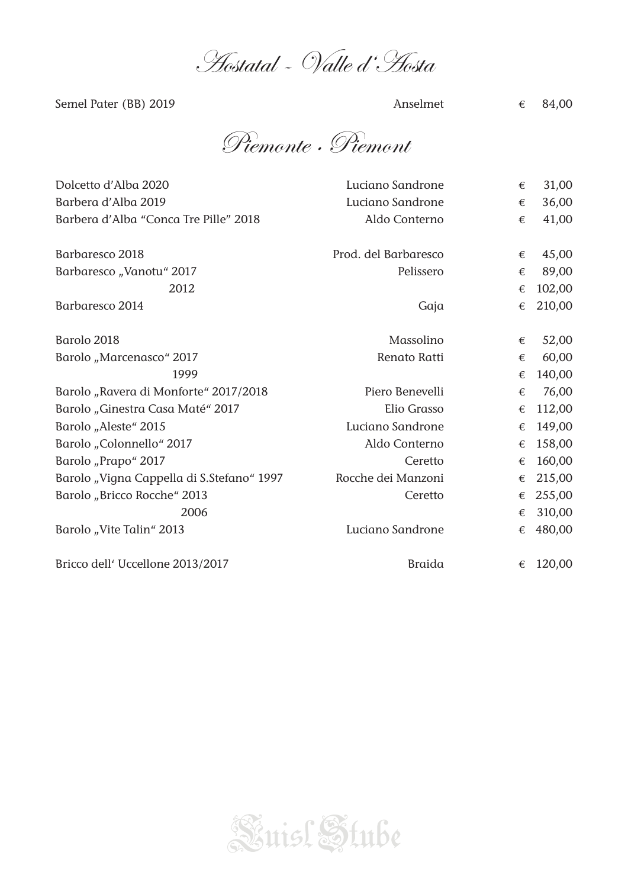# Aostatal - Valle d'Aosta

| | | |
|---|---|---|
| Semel Pater (BB) 2019 | Anselmet | € 84,00 |

# Piemonte · Piemont

| | | |
|---|---|---|
| Dolcetto d'Alba 2020 | Luciano Sandrone | € 31,00 |
| Barbera d'Alba 2019 | Luciano Sandrone | € 36,00 |
| Barbera d'Alba "Conca Tre Pille" 2018 | Aldo Conterno | € 41,00 |
| | | |
| Barbaresco 2018 | Prod. del Barbaresco | € 45,00 |
| Barbaresco „Vanotu" 2017 | Pelissero | € 89,00 |
| 2012 | | € 102,00 |
| Barbaresco 2014 | Gaja | € 210,00 |
| | | |
| Barolo 2018 | Massolino | € 52,00 |
| Barolo „Marcenasco" 2017 | Renato Ratti | € 60,00 |
| 1999 | | € 140,00 |
| Barolo „Ravera di Monforte" 2017/2018 | Piero Benevelli | € 76,00 |
| Barolo „Ginestra Casa Maté" 2017 | Elio Grasso | € 112,00 |
| Barolo „Aleste" 2015 | Luciano Sandrone | € 149,00 |
| Barolo „Colonnello" 2017 | Aldo Conterno | € 158,00 |
| Barolo „Prapo" 2017 | Ceretto | € 160,00 |
| Barolo „Vigna Cappella di S.Stefano" 1997 | Rocche dei Manzoni | € 215,00 |
| Barolo „Bricco Rocche" 2013 | Ceretto | € 255,00 |
| 2006 | | € 310,00 |
| Barolo „Vite Talin" 2013 | Luciano Sandrone | € 480,00 |
| | | |
| Bricco dell' Uccellone 2013/2017 | Braida | € 120,00 |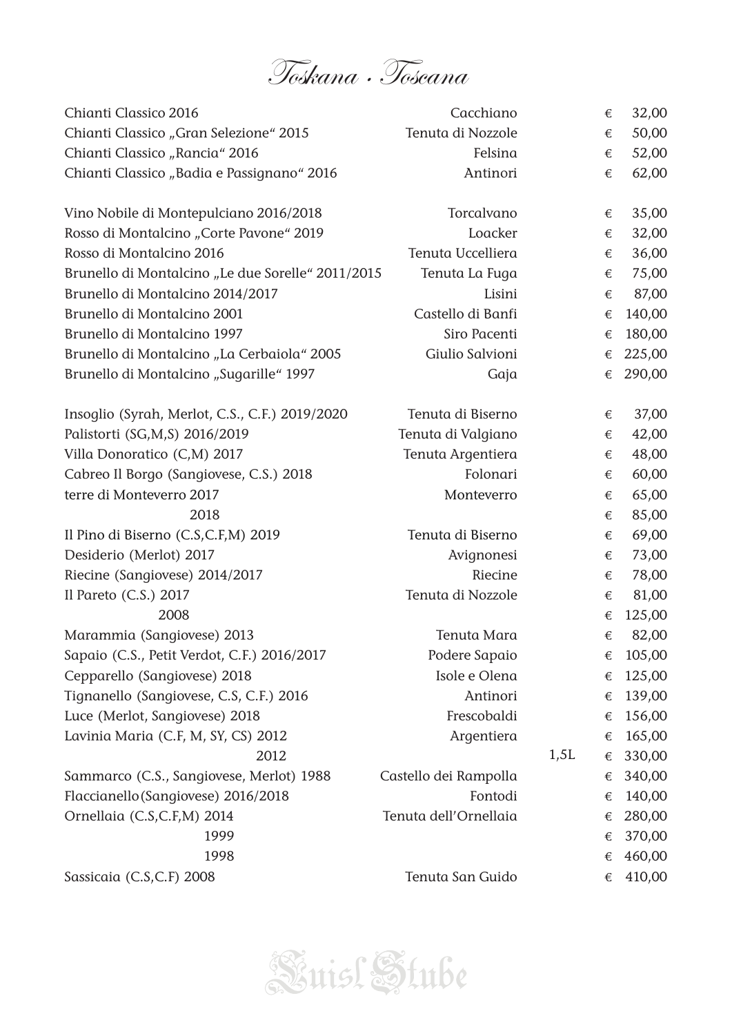# Toskana · Toscana

| Wein | Weingut | Größe | Preis |
|---|---|---|---|
| Chianti Classico 2016 | Cacchiano | | € 32,00 |
| Chianti Classico „Gran Selezione“ 2015 | Tenuta di Nozzole | | € 50,00 |
| Chianti Classico „Rancia“ 2016 | Felsina | | € 52,00 |
| Chianti Classico „Badia e Passignano“ 2016 | Antinori | | € 62,00 |
| | | | |
| Vino Nobile di Montepulciano 2016/2018 | Torcalvano | | € 35,00 |
| Rosso di Montalcino „Corte Pavone“ 2019 | Loacker | | € 32,00 |
| Rosso di Montalcino 2016 | Tenuta Uccelliera | | € 36,00 |
| Brunello di Montalcino „Le due Sorelle“ 2011/2015 | Tenuta La Fuga | | € 75,00 |
| Brunello di Montalcino 2014/2017 | Lisini | | € 87,00 |
| Brunello di Montalcino 2001 | Castello di Banfi | | € 140,00 |
| Brunello di Montalcino 1997 | Siro Pacenti | | € 180,00 |
| Brunello di Montalcino „La Cerbaiola“ 2005 | Giulio Salvioni | | € 225,00 |
| Brunello di Montalcino „Sugarille“ 1997 | Gaja | | € 290,00 |
| | | | |
| Insoglio (Syrah, Merlot, C.S., C.F.) 2019/2020 | Tenuta di Biserno | | € 37,00 |
| Palistorti (SG,M,S) 2016/2019 | Tenuta di Valgiano | | € 42,00 |
| Villa Donoratico (C,M) 2017 | Tenuta Argentiera | | € 48,00 |
| Cabreo Il Borgo (Sangiovese, C.S.) 2018 | Folonari | | € 60,00 |
| terre di Monteverro 2017 | Monteverro | | € 65,00 |
| 2018 | | | € 85,00 |
| Il Pino di Biserno (C.S,C.F,M) 2019 | Tenuta di Biserno | | € 69,00 |
| Desiderio (Merlot) 2017 | Avignonesi | | € 73,00 |
| Riecine (Sangiovese) 2014/2017 | Riecine | | € 78,00 |
| Il Pareto (C.S.) 2017 | Tenuta di Nozzole | | € 81,00 |
| 2008 | | | € 125,00 |
| Marammia (Sangiovese) 2013 | Tenuta Mara | | € 82,00 |
| Sapaio (C.S., Petit Verdot, C.F.) 2016/2017 | Podere Sapaio | | € 105,00 |
| Cepparello (Sangiovese) 2018 | Isole e Olena | | € 125,00 |
| Tignanello (Sangiovese, C.S, C.F.) 2016 | Antinori | | € 139,00 |
| Luce (Merlot, Sangiovese) 2018 | Frescobaldi | | € 156,00 |
| Lavinia Maria (C.F, M, SY, CS) 2012 | Argentiera | | € 165,00 |
| 2012 | | 1,5L | € 330,00 |
| Sammarco (C.S., Sangiovese, Merlot) 1988 | Castello dei Rampolla | | € 340,00 |
| Flaccianello (Sangiovese) 2016/2018 | Fontodi | | € 140,00 |
| Ornellaia (C.S,C.F,M) 2014 | Tenuta dell'Ornellaia | | € 280,00 |
| 1999 | | | € 370,00 |
| 1998 | | | € 460,00 |
| Sassicaia (C.S,C.F) 2008 | Tenuta San Guido | | € 410,00 |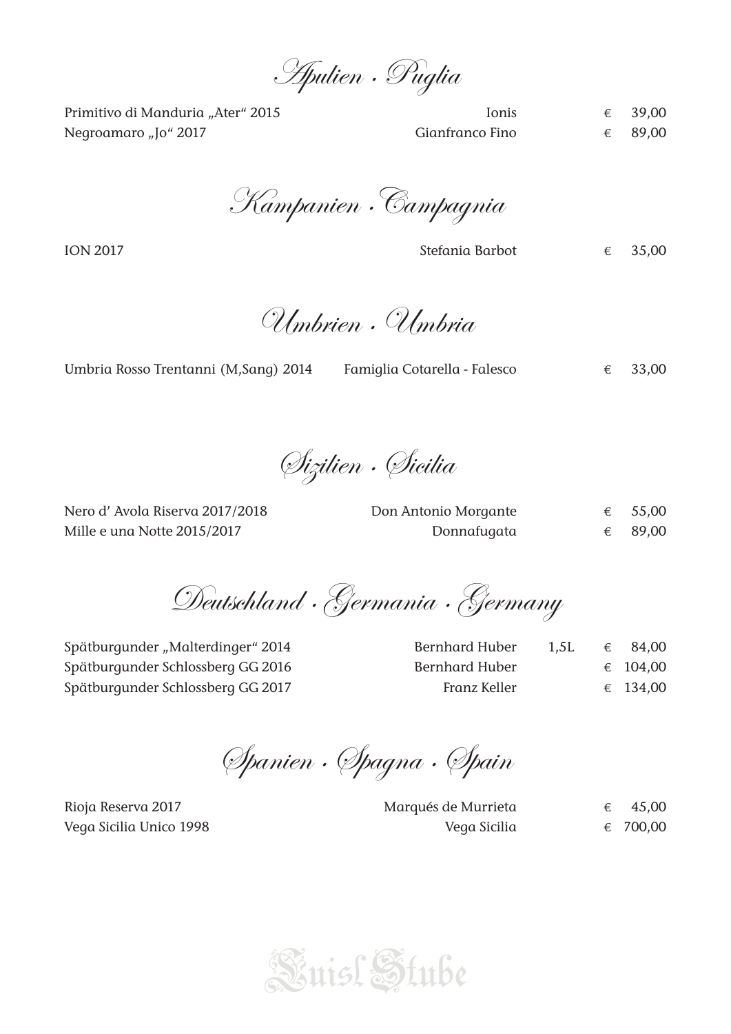## Apulien · Puglia

| | | | |
|---|---|---|---|
| Primitivo di Manduria „Ater“ 2015 | Ionis | | € 39,00 |
| Negroamaro „Jo“ 2017 | Gianfranco Fino | | € 89,00 |

## Kampanien · Campagnia

| | | | |
|---|---|---|---|
| ION 2017 | Stefania Barbot | | € 35,00 |

## Umbrien · Umbria

| | | | |
|---|---|---|---|
| Umbria Rosso Trentanni (M,Sang) 2014 | Famiglia Cotarella - Falesco | | € 33,00 |

## Sizilien · Sicilia

| | | | |
|---|---|---|---|
| Nero d' Avola Riserva 2017/2018 | Don Antonio Morgante | | € 55,00 |
| Mille e una Notte 2015/2017 | Donnafugata | | € 89,00 |

## Deutschland · Germania · Germany

| | | | |
|---|---|---|---|
| Spätburgunder „Malterdinger“ 2014 | Bernhard Huber | 1,5L | € 84,00 |
| Spätburgunder Schlossberg GG 2016 | Bernhard Huber | | € 104,00 |
| Spätburgunder Schlossberg GG 2017 | Franz Keller | | € 134,00 |

## Spanien · Spagna · Spain

| | | | |
|---|---|---|---|
| Rioja Reserva 2017 | Marqués de Murrieta | | € 45,00 |
| Vega Sicilia Unico 1998 | Vega Sicilia | | € 700,00 |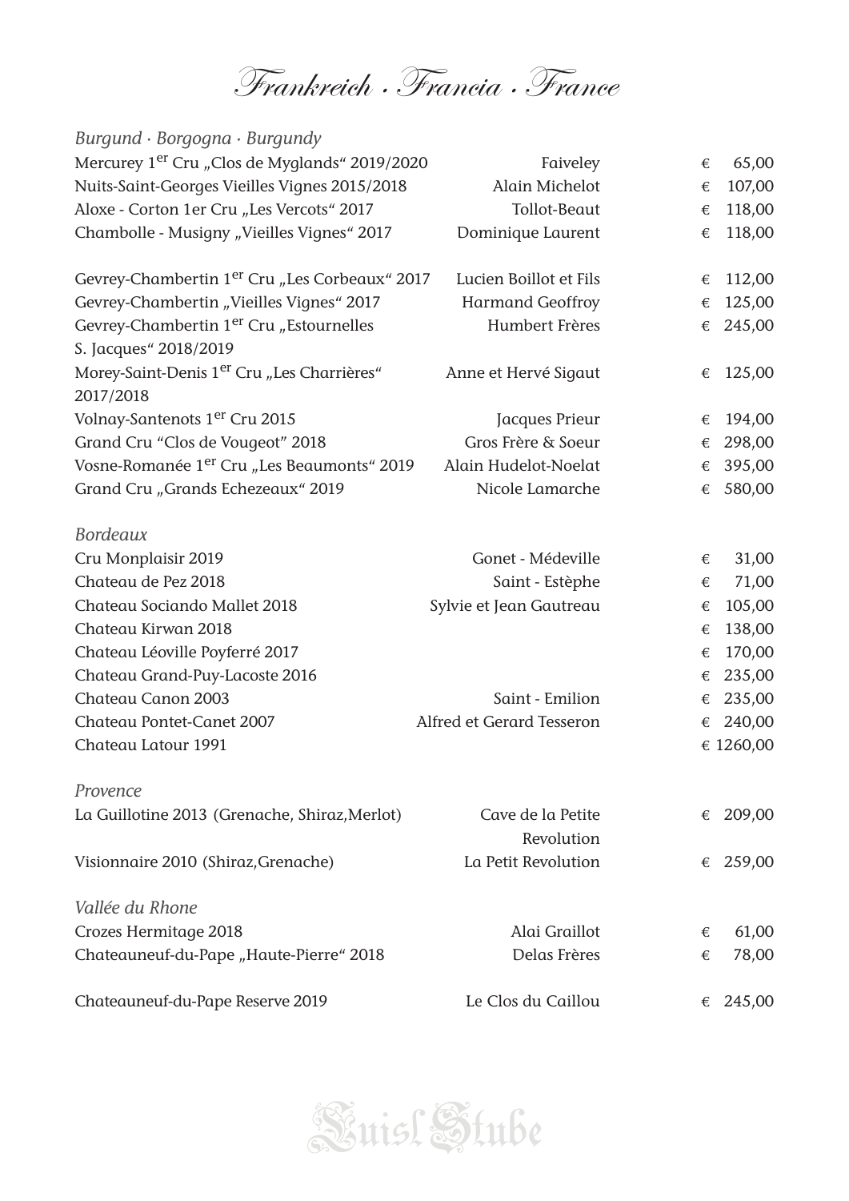# Frankreich · Francia · France

*Burgund · Borgogna · Burgundy*

| Wine | Producer | Price |
|---|---|---|
| Mercurey 1er Cru „Clos de Myglands“ 2019/2020 | Faiveley | € 65,00 |
| Nuits-Saint-Georges Vieilles Vignes 2015/2018 | Alain Michelot | € 107,00 |
| Aloxe - Corton 1er Cru „Les Vercots“ 2017 | Tollot-Beaut | € 118,00 |
| Chambolle - Musigny „Vieilles Vignes“ 2017 | Dominique Laurent | € 118,00 |
| Gevrey-Chambertin 1er Cru „Les Corbeaux“ 2017 | Lucien Boillot et Fils | € 112,00 |
| Gevrey-Chambertin „Vieilles Vignes“ 2017 | Harmand Geoffroy | € 125,00 |
| Gevrey-Chambertin 1er Cru „Estournelles S. Jacques“ 2018/2019 | Humbert Frères | € 245,00 |
| Morey-Saint-Denis 1er Cru „Les Charrières“ 2017/2018 | Anne et Hervé Sigaut | € 125,00 |
| Volnay-Santenots 1er Cru 2015 | Jacques Prieur | € 194,00 |
| Grand Cru “Clos de Vougeot” 2018 | Gros Frère & Soeur | € 298,00 |
| Vosne-Romanée 1er Cru „Les Beaumonts“ 2019 | Alain Hudelot-Noelat | € 395,00 |
| Grand Cru „Grands Echezeaux“ 2019 | Nicole Lamarche | € 580,00 |

*Bordeaux*

| Wine | Producer | Price |
|---|---|---|
| Cru Monplaisir 2019 | Gonet - Médeville | € 31,00 |
| Chateau de Pez 2018 | Saint - Estèphe | € 71,00 |
| Chateau Sociando Mallet 2018 | Sylvie et Jean Gautreau | € 105,00 |
| Chateau Kirwan 2018 | | € 138,00 |
| Chateau Léoville Poyferré 2017 | | € 170,00 |
| Chateau Grand-Puy-Lacoste 2016 | | € 235,00 |
| Chateau Canon 2003 | Saint - Emilion | € 235,00 |
| Chateau Pontet-Canet 2007 | Alfred et Gerard Tesseron | € 240,00 |
| Chateau Latour 1991 | | € 1260,00 |

*Provence*

| Wine | Producer | Price |
|---|---|---|
| La Guillotine 2013 (Grenache, Shiraz,Merlot) | Cave de la Petite Revolution | € 209,00 |
| Visionnaire 2010 (Shiraz,Grenache) | La Petit Revolution | € 259,00 |

*Vallée du Rhone*

| Wine | Producer | Price |
|---|---|---|
| Crozes Hermitage 2018 | Alai Graillot | € 61,00 |
| Chateauneuf-du-Pape „Haute-Pierre“ 2018 | Delas Frères | € 78,00 |
| Chateauneuf-du-Pape Reserve 2019 | Le Clos du Caillou | € 245,00 |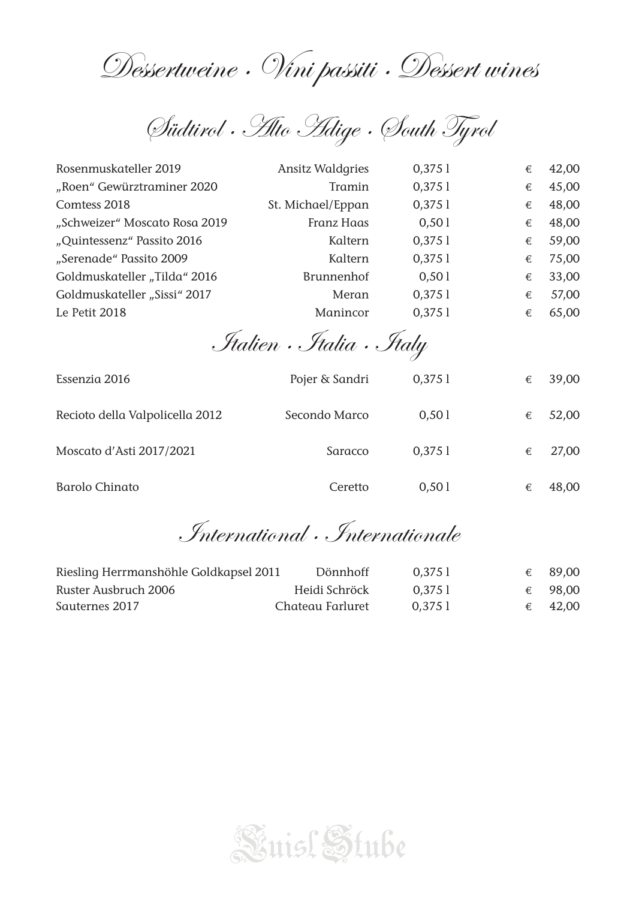# Dessertweine · Vini passiti · Dessert wines

## Südtirol · Alto Adige · South Tyrol

| | | | |
|---|---|---|---|
| Rosenmuskateller 2019 | Ansitz Waldgries | 0,375 l | € 42,00 |
| „Roen" Gewürztraminer 2020 | Tramin | 0,375 l | € 45,00 |
| Comtess 2018 | St. Michael/Eppan | 0,375 l | € 48,00 |
| „Schweizer" Moscato Rosa 2019 | Franz Haas | 0,50 l | € 48,00 |
| „Quintessenz" Passito 2016 | Kaltern | 0,375 l | € 59,00 |
| „Serenade" Passito 2009 | Kaltern | 0,375 l | € 75,00 |
| Goldmuskateller „Tilda" 2016 | Brunnenhof | 0,50 l | € 33,00 |
| Goldmuskateller „Sissi" 2017 | Meran | 0,375 l | € 57,00 |
| Le Petit 2018 | Manincor | 0,375 l | € 65,00 |

## Italien · Italia · Italy

| | | | |
|---|---|---|---|
| Essenzia 2016 | Pojer & Sandri | 0,375 l | € 39,00 |
| Recioto della Valpolicella 2012 | Secondo Marco | 0,50 l | € 52,00 |
| Moscato d'Asti 2017/2021 | Saracco | 0,375 l | € 27,00 |
| Barolo Chinato | Ceretto | 0,50 l | € 48,00 |

## International · Internationale

| | | | |
|---|---|---|---|
| Riesling Herrmanshöhle Goldkapsel 2011 | Dönnhoff | 0,375 l | € 89,00 |
| Ruster Ausbruch 2006 | Heidi Schröck | 0,375 l | € 98,00 |
| Sauternes 2017 | Chateau Farluret | 0,375 l | € 42,00 |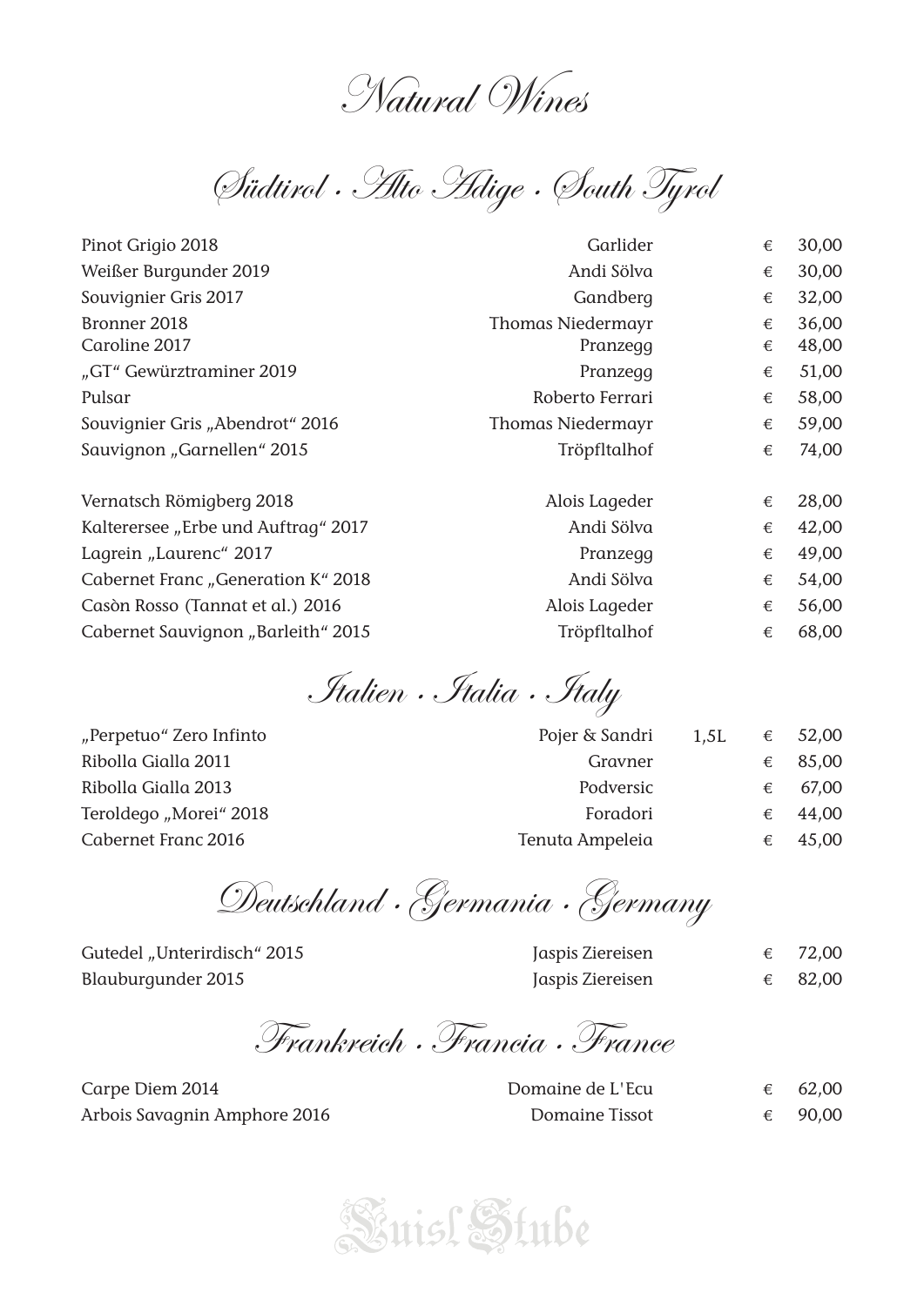# Natural Wines

## Südtirol · Alto Adige · South Tyrol

| | | | | |
|---|---|---|---|---|
| Pinot Grigio 2018 | Garlider | | € | 30,00 |
| Weißer Burgunder 2019 | Andi Sölva | | € | 30,00 |
| Souvignier Gris 2017 | Gandberg | | € | 32,00 |
| Bronner 2018 | Thomas Niedermayr | | € | 36,00 |
| Caroline 2017 | Pranzegg | | € | 48,00 |
| „GT“ Gewürztraminer 2019 | Pranzegg | | € | 51,00 |
| Pulsar | Roberto Ferrari | | € | 58,00 |
| Souvignier Gris „Abendrot“ 2016 | Thomas Niedermayr | | € | 59,00 |
| Sauvignon „Garnellen“ 2015 | Tröpfltalhof | | € | 74,00 |
| Vernatsch Römigberg 2018 | Alois Lageder | | € | 28,00 |
| Kalterersee „Erbe und Auftrag“ 2017 | Andi Sölva | | € | 42,00 |
| Lagrein „Laurenc“ 2017 | Pranzegg | | € | 49,00 |
| Cabernet Franc „Generation K“ 2018 | Andi Sölva | | € | 54,00 |
| Casòn Rosso (Tannat et al.) 2016 | Alois Lageder | | € | 56,00 |
| Cabernet Sauvignon „Barleith“ 2015 | Tröpfltalhof | | € | 68,00 |

## Italien · Italia · Italy

| | | | | |
|---|---|---|---|---|
| „Perpetuo“ Zero Infinto | Pojer & Sandri | 1,5L | € | 52,00 |
| Ribolla Gialla 2011 | Gravner | | € | 85,00 |
| Ribolla Gialla 2013 | Podversic | | € | 67,00 |
| Teroldego „Morei“ 2018 | Foradori | | € | 44,00 |
| Cabernet Franc 2016 | Tenuta Ampeleia | | € | 45,00 |

## Deutschland · Germania · Germany

| | | | | |
|---|---|---|---|---|
| Gutedel „Unterirdisch“ 2015 | Jaspis Ziereisen | | € | 72,00 |
| Blauburgunder 2015 | Jaspis Ziereisen | | € | 82,00 |

## Frankreich · Francia · France

| | | | | |
|---|---|---|---|---|
| Carpe Diem 2014 | Domaine de L'Ecu | | € | 62,00 |
| Arbois Savagnin Amphore 2016 | Domaine Tissot | | € | 90,00 |